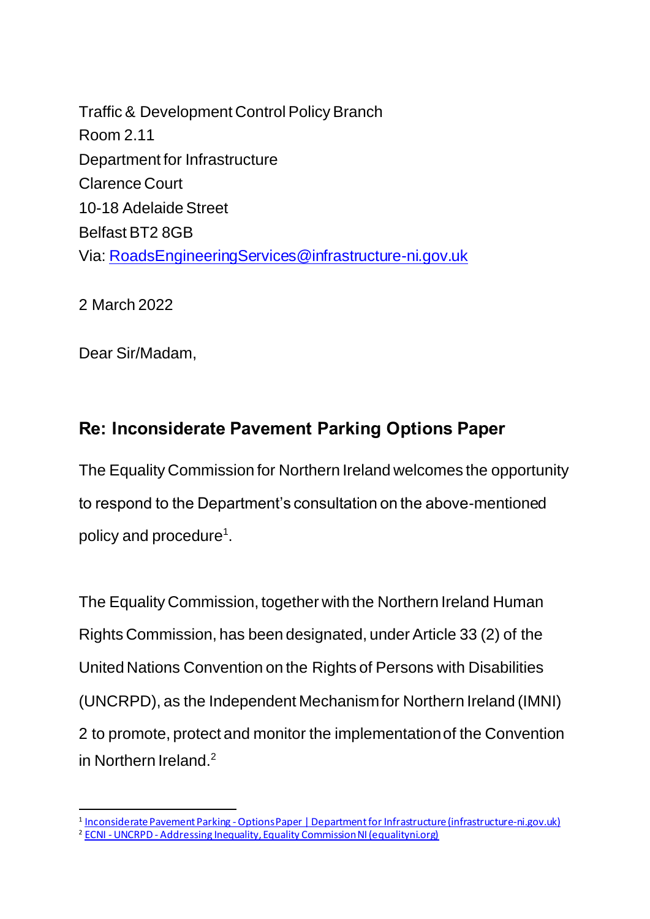Traffic & Development Control Policy Branch
Room 2.11
Department for Infrastructure
Clarence Court
10-18 Adelaide Street
Belfast BT2 8GB
Via: RoadsEngineeringServices@infrastructure-ni.gov.uk

2 March 2022

Dear Sir/Madam,

## Re: Inconsiderate Pavement Parking Options Paper

The Equality Commission for Northern Ireland welcomes the opportunity to respond to the Department's consultation on the above-mentioned policy and procedure[1].

The Equality Commission, together with the Northern Ireland Human Rights Commission, has been designated, under Article 33 (2) of the United Nations Convention on the Rights of Persons with Disabilities (UNCRPD), as the Independent Mechanism for Northern Ireland (IMNI) 2 to promote, protect and monitor the implementation of the Convention in Northern Ireland.[2]

---

[1] Inconsiderate Pavement Parking - Options Paper | Department for Infrastructure (infrastructure-ni.gov.uk)

[2] ECNI - UNCRPD - Addressing Inequality, Equality Commission NI (equalityni.org)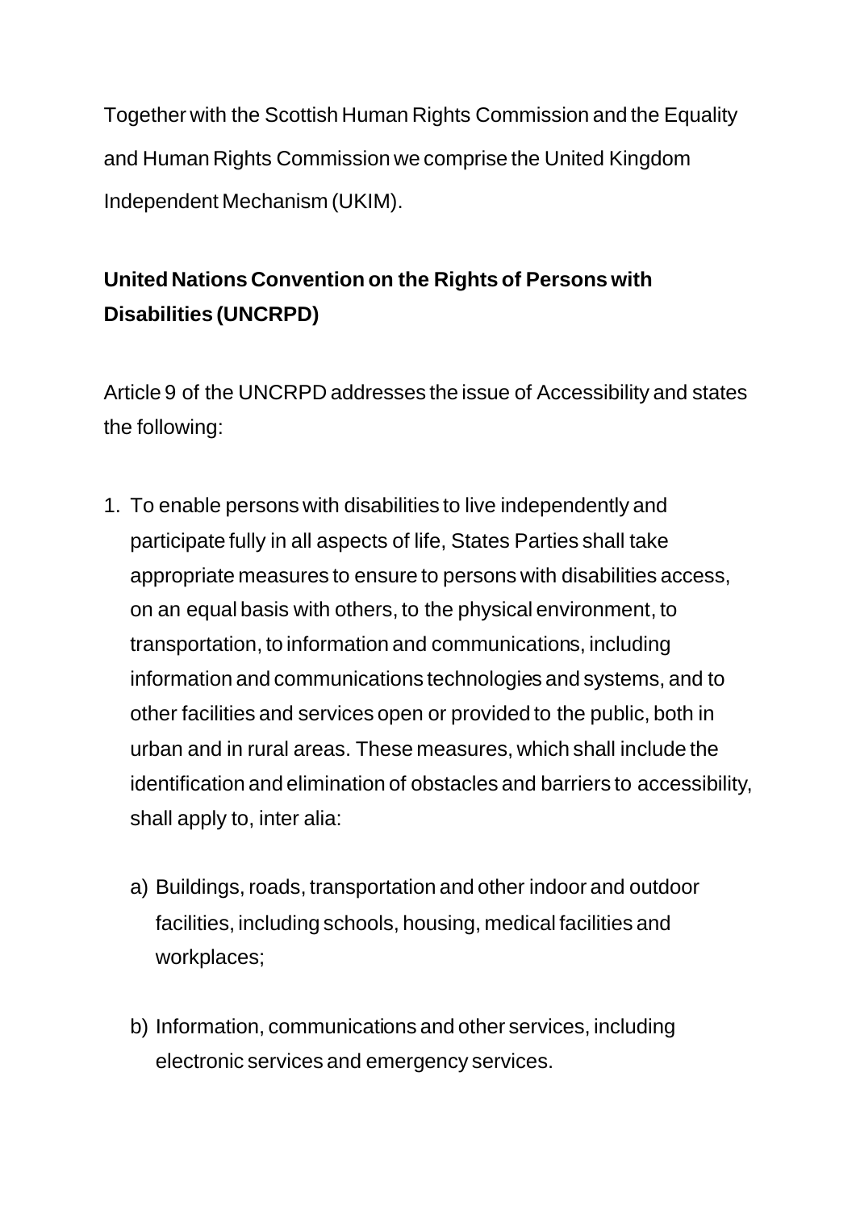Together with the Scottish Human Rights Commission and the Equality and Human Rights Commission we comprise the United Kingdom Independent Mechanism (UKIM).

## United Nations Convention on the Rights of Persons with Disabilities (UNCRPD)

Article 9 of the UNCRPD addresses the issue of Accessibility and states the following:

1. To enable persons with disabilities to live independently and participate fully in all aspects of life, States Parties shall take appropriate measures to ensure to persons with disabilities access, on an equal basis with others, to the physical environment, to transportation, to information and communications, including information and communications technologies and systems, and to other facilities and services open or provided to the public, both in urban and in rural areas. These measures, which shall include the identification and elimination of obstacles and barriers to accessibility, shall apply to, inter alia:

    a) Buildings, roads, transportation and other indoor and outdoor facilities, including schools, housing, medical facilities and workplaces;

    b) Information, communications and other services, including electronic services and emergency services.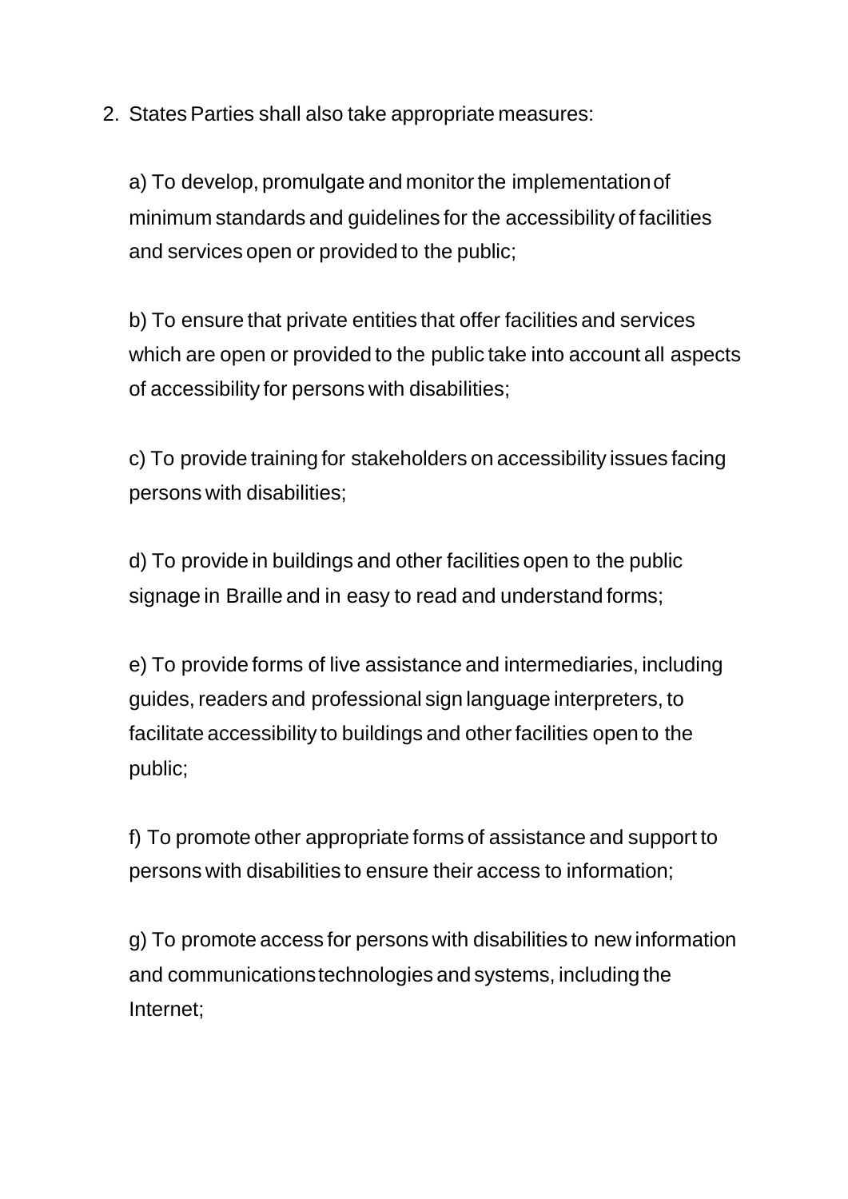2. States Parties shall also take appropriate measures:

   a) To develop, promulgate and monitor the implementation of minimum standards and guidelines for the accessibility of facilities and services open or provided to the public;

   b) To ensure that private entities that offer facilities and services which are open or provided to the public take into account all aspects of accessibility for persons with disabilities;

   c) To provide training for stakeholders on accessibility issues facing persons with disabilities;

   d) To provide in buildings and other facilities open to the public signage in Braille and in easy to read and understand forms;

   e) To provide forms of live assistance and intermediaries, including guides, readers and professional sign language interpreters, to facilitate accessibility to buildings and other facilities open to the public;

   f) To promote other appropriate forms of assistance and support to persons with disabilities to ensure their access to information;

   g) To promote access for persons with disabilities to new information and communications technologies and systems, including the Internet;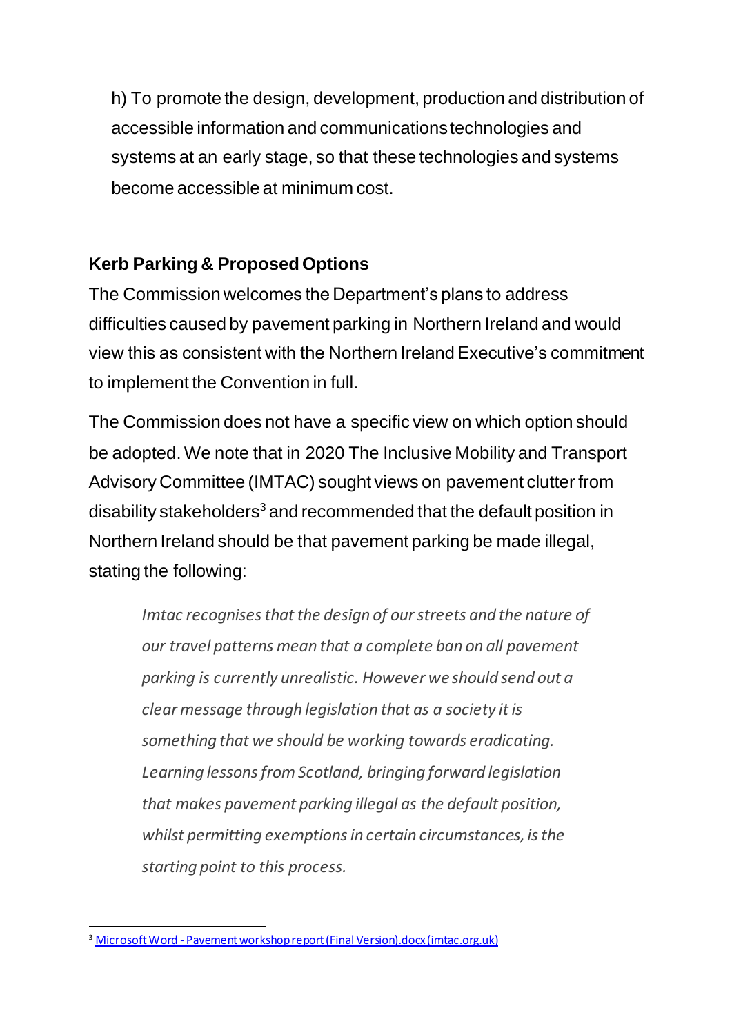h) To promote the design, development, production and distribution of accessible information and communications technologies and systems at an early stage, so that these technologies and systems become accessible at minimum cost.

## Kerb Parking & Proposed Options

The Commission welcomes the Department's plans to address difficulties caused by pavement parking in Northern Ireland and would view this as consistent with the Northern Ireland Executive's commitment to implement the Convention in full.

The Commission does not have a specific view on which option should be adopted. We note that in 2020 The Inclusive Mobility and Transport Advisory Committee (IMTAC) sought views on pavement clutter from disability stakeholders[3] and recommended that the default position in Northern Ireland should be that pavement parking be made illegal, stating the following:

> *Imtac recognises that the design of our streets and the nature of our travel patterns mean that a complete ban on all pavement parking is currently unrealistic. However we should send out a clear message through legislation that as a society it is something that we should be working towards eradicating. Learning lessons from Scotland, bringing forward legislation that makes pavement parking illegal as the default position, whilst permitting exemptions in certain circumstances, is the starting point to this process.*

---

[3] Microsoft Word - Pavement workshop report (Final Version).docx (imtac.org.uk)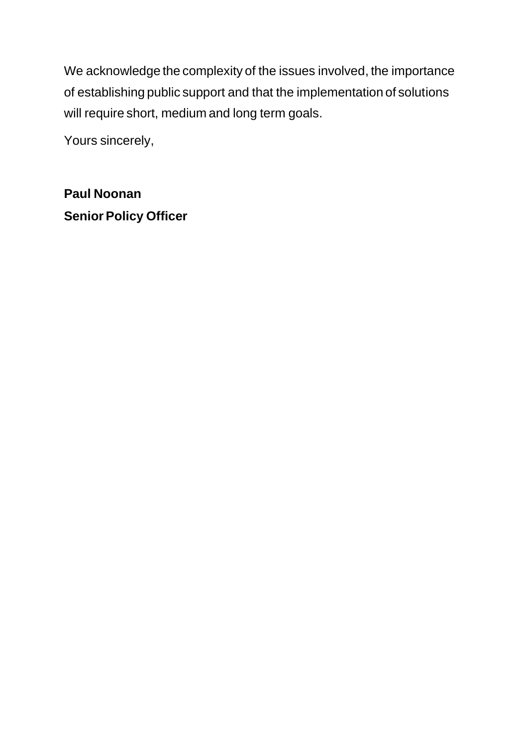We acknowledge the complexity of the issues involved, the importance of establishing public support and that the implementation of solutions will require short, medium and long term goals.

Yours sincerely,

**Paul Noonan**
**Senior Policy Officer**